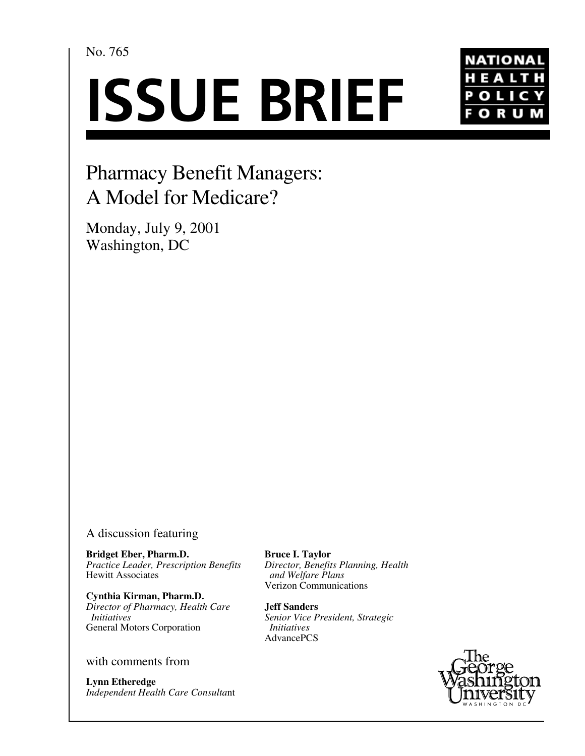No. 765

# ISSUE BRIEF

NATIONAL HEALTH POLICY FORUM

## Pharmacy Benefit Managers: A Model for Medicare?

Monday, July 9, 2001
Washington, DC

A discussion featuring

**Bridget Eber, Pharm.D.**
*Practice Leader, Prescription Benefits*
Hewitt Associates

**Cynthia Kirman, Pharm.D.**
*Director of Pharmacy, Health Care Initiatives*
General Motors Corporation

**Bruce I. Taylor**
*Director, Benefits Planning, Health and Welfare Plans*
Verizon Communications

**Jeff Sanders**
*Senior Vice President, Strategic Initiatives*
AdvancePCS

with comments from

**Lynn Etheredge**
*Independent Health Care Consultant*

The George Washington University
WASHINGTON DC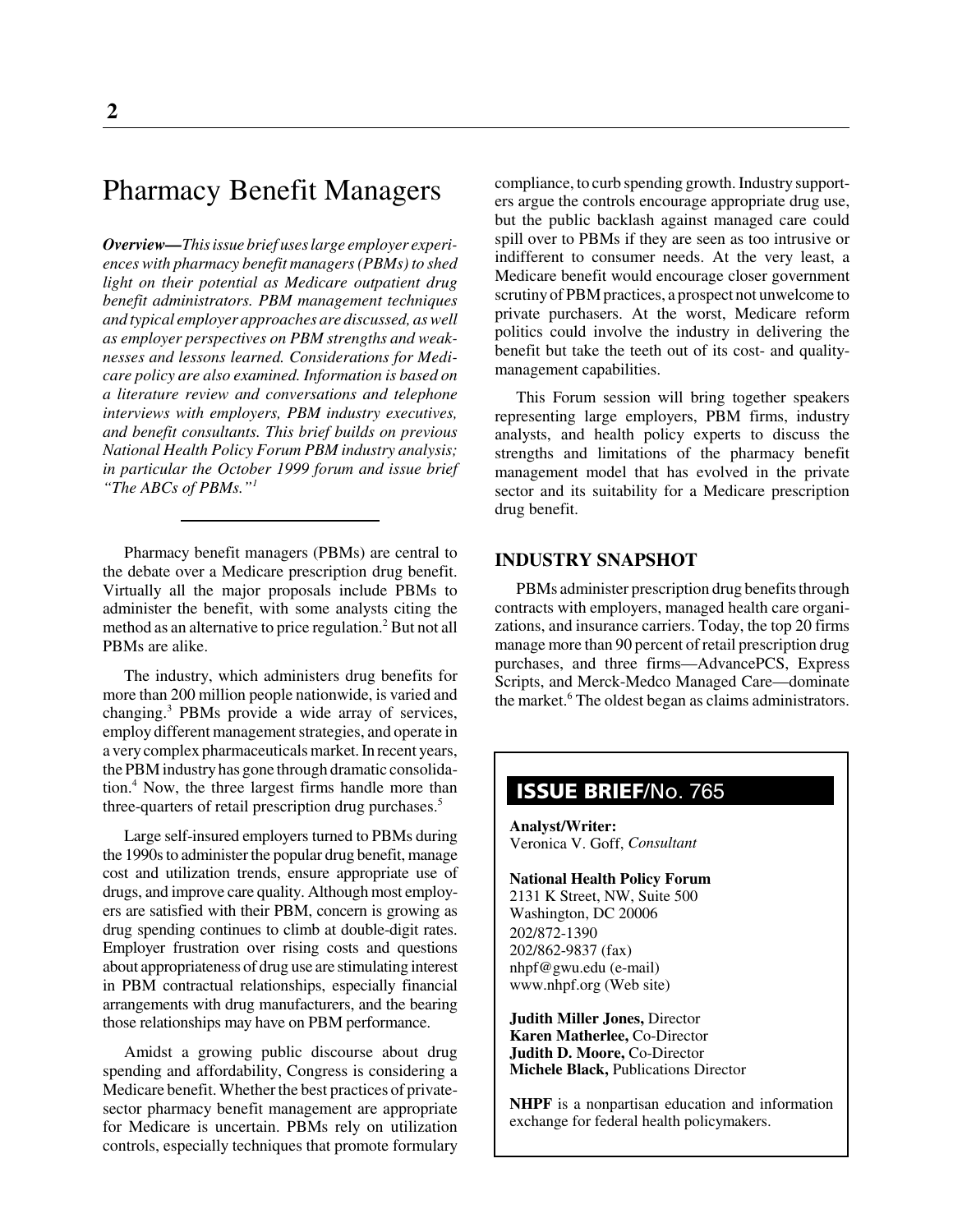# Pharmacy Benefit Managers

***Overview—****This issue brief uses large employer experiences with pharmacy benefit managers (PBMs) to shed light on their potential as Medicare outpatient drug benefit administrators. PBM management techniques and typical employer approaches are discussed, as well as employer perspectives on PBM strengths and weaknesses and lessons learned. Considerations for Medicare policy are also examined. Information is based on a literature review and conversations and telephone interviews with employers, PBM industry executives, and benefit consultants. This brief builds on previous National Health Policy Forum PBM industry analysis; in particular the October 1999 forum and issue brief "The ABCs of PBMs."*[1]

---

Pharmacy benefit managers (PBMs) are central to the debate over a Medicare prescription drug benefit. Virtually all the major proposals include PBMs to administer the benefit, with some analysts citing the method as an alternative to price regulation.[2] But not all PBMs are alike.

The industry, which administers drug benefits for more than 200 million people nationwide, is varied and changing.[3] PBMs provide a wide array of services, employ different management strategies, and operate in a very complex pharmaceuticals market. In recent years, the PBM industry has gone through dramatic consolidation.[4] Now, the three largest firms handle more than three-quarters of retail prescription drug purchases.[5]

Large self-insured employers turned to PBMs during the 1990s to administer the popular drug benefit, manage cost and utilization trends, ensure appropriate use of drugs, and improve care quality. Although most employers are satisfied with their PBM, concern is growing as drug spending continues to climb at double-digit rates. Employer frustration over rising costs and questions about appropriateness of drug use are stimulating interest in PBM contractual relationships, especially financial arrangements with drug manufacturers, and the bearing those relationships may have on PBM performance.

Amidst a growing public discourse about drug spending and affordability, Congress is considering a Medicare benefit. Whether the best practices of private-sector pharmacy benefit management are appropriate for Medicare is uncertain. PBMs rely on utilization controls, especially techniques that promote formulary compliance, to curb spending growth. Industry supporters argue the controls encourage appropriate drug use, but the public backlash against managed care could spill over to PBMs if they are seen as too intrusive or indifferent to consumer needs. At the very least, a Medicare benefit would encourage closer government scrutiny of PBM practices, a prospect not unwelcome to private purchasers. At the worst, Medicare reform politics could involve the industry in delivering the benefit but take the teeth out of its cost- and quality-management capabilities.

This Forum session will bring together speakers representing large employers, PBM firms, industry analysts, and health policy experts to discuss the strengths and limitations of the pharmacy benefit management model that has evolved in the private sector and its suitability for a Medicare prescription drug benefit.

## INDUSTRY SNAPSHOT

PBMs administer prescription drug benefits through contracts with employers, managed health care organizations, and insurance carriers. Today, the top 20 firms manage more than 90 percent of retail prescription drug purchases, and three firms—AdvancePCS, Express Scripts, and Merck-Medco Managed Care—dominate the market.[6] The oldest began as claims administrators.

---

**ISSUE BRIEF/No. 765**

**Analyst/Writer:**
Veronica V. Goff, *Consultant*

**National Health Policy Forum**
2131 K Street, NW, Suite 500
Washington, DC 20006
202/872-1390
202/862-9837 (fax)
nhpf@gwu.edu (e-mail)
www.nhpf.org (Web site)

**Judith Miller Jones,** Director
**Karen Matherlee,** Co-Director
**Judith D. Moore,** Co-Director
**Michele Black,** Publications Director

**NHPF** is a nonpartisan education and information exchange for federal health policymakers.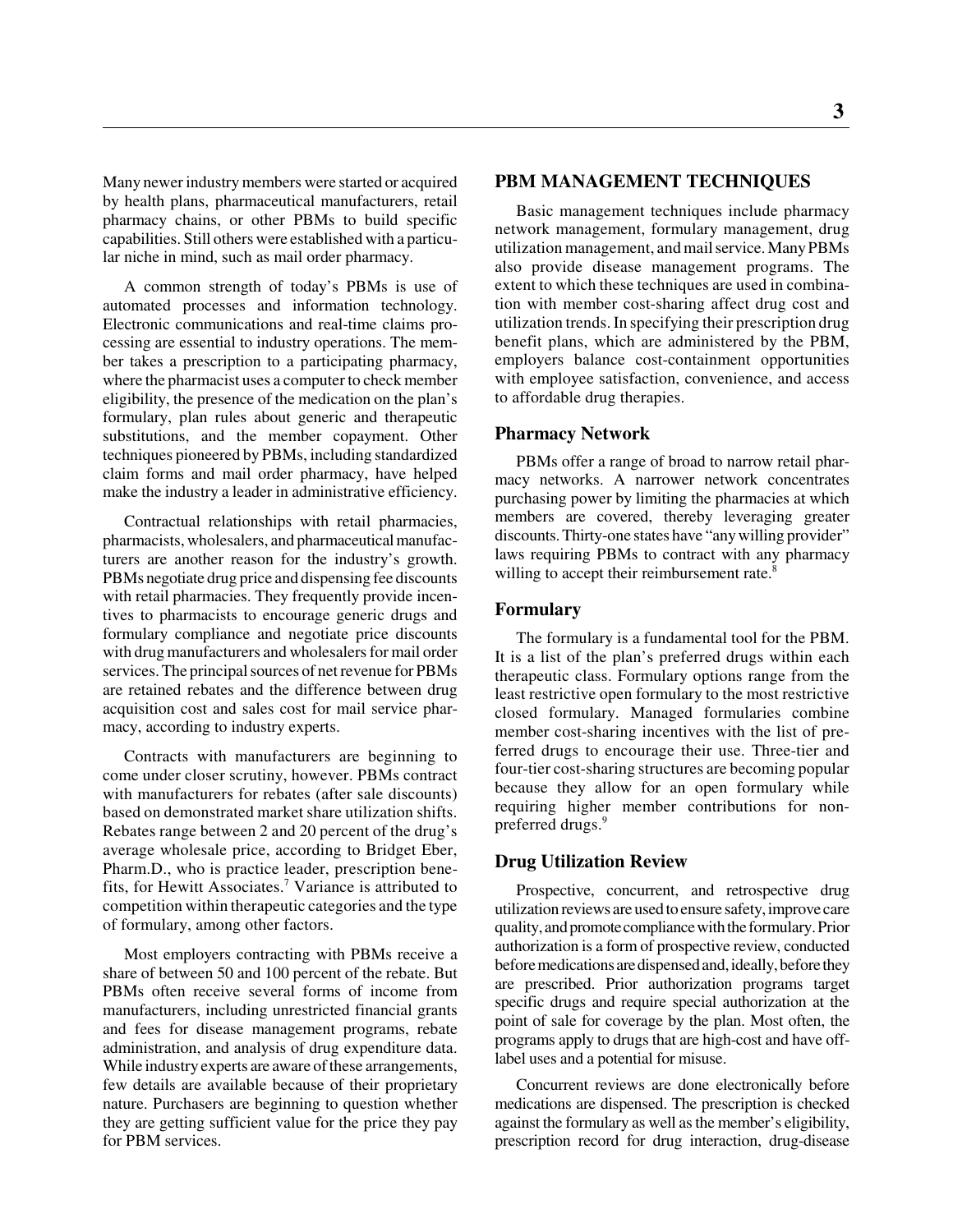Many newer industry members were started or acquired by health plans, pharmaceutical manufacturers, retail pharmacy chains, or other PBMs to build specific capabilities. Still others were established with a particular niche in mind, such as mail order pharmacy.

A common strength of today's PBMs is use of automated processes and information technology. Electronic communications and real-time claims processing are essential to industry operations. The member takes a prescription to a participating pharmacy, where the pharmacist uses a computer to check member eligibility, the presence of the medication on the plan's formulary, plan rules about generic and therapeutic substitutions, and the member copayment. Other techniques pioneered by PBMs, including standardized claim forms and mail order pharmacy, have helped make the industry a leader in administrative efficiency.

Contractual relationships with retail pharmacies, pharmacists, wholesalers, and pharmaceutical manufacturers are another reason for the industry's growth. PBMs negotiate drug price and dispensing fee discounts with retail pharmacies. They frequently provide incentives to pharmacists to encourage generic drugs and formulary compliance and negotiate price discounts with drug manufacturers and wholesalers for mail order services. The principal sources of net revenue for PBMs are retained rebates and the difference between drug acquisition cost and sales cost for mail service pharmacy, according to industry experts.

Contracts with manufacturers are beginning to come under closer scrutiny, however. PBMs contract with manufacturers for rebates (after sale discounts) based on demonstrated market share utilization shifts. Rebates range between 2 and 20 percent of the drug's average wholesale price, according to Bridget Eber, Pharm.D., who is practice leader, prescription benefits, for Hewitt Associates.[7] Variance is attributed to competition within therapeutic categories and the type of formulary, among other factors.

Most employers contracting with PBMs receive a share of between 50 and 100 percent of the rebate. But PBMs often receive several forms of income from manufacturers, including unrestricted financial grants and fees for disease management programs, rebate administration, and analysis of drug expenditure data. While industry experts are aware of these arrangements, few details are available because of their proprietary nature. Purchasers are beginning to question whether they are getting sufficient value for the price they pay for PBM services.

## PBM MANAGEMENT TECHNIQUES

Basic management techniques include pharmacy network management, formulary management, drug utilization management, and mail service. Many PBMs also provide disease management programs. The extent to which these techniques are used in combination with member cost-sharing affect drug cost and utilization trends. In specifying their prescription drug benefit plans, which are administered by the PBM, employers balance cost-containment opportunities with employee satisfaction, convenience, and access to affordable drug therapies.

### Pharmacy Network

PBMs offer a range of broad to narrow retail pharmacy networks. A narrower network concentrates purchasing power by limiting the pharmacies at which members are covered, thereby leveraging greater discounts. Thirty-one states have "any willing provider" laws requiring PBMs to contract with any pharmacy willing to accept their reimbursement rate.[8]

### Formulary

The formulary is a fundamental tool for the PBM. It is a list of the plan's preferred drugs within each therapeutic class. Formulary options range from the least restrictive open formulary to the most restrictive closed formulary. Managed formularies combine member cost-sharing incentives with the list of preferred drugs to encourage their use. Three-tier and four-tier cost-sharing structures are becoming popular because they allow for an open formulary while requiring higher member contributions for non-preferred drugs.[9]

### Drug Utilization Review

Prospective, concurrent, and retrospective drug utilization reviews are used to ensure safety, improve care quality, and promote compliance with the formulary. Prior authorization is a form of prospective review, conducted before medications are dispensed and, ideally, before they are prescribed. Prior authorization programs target specific drugs and require special authorization at the point of sale for coverage by the plan. Most often, the programs apply to drugs that are high-cost and have off-label uses and a potential for misuse.

Concurrent reviews are done electronically before medications are dispensed. The prescription is checked against the formulary as well as the member's eligibility, prescription record for drug interaction, drug-disease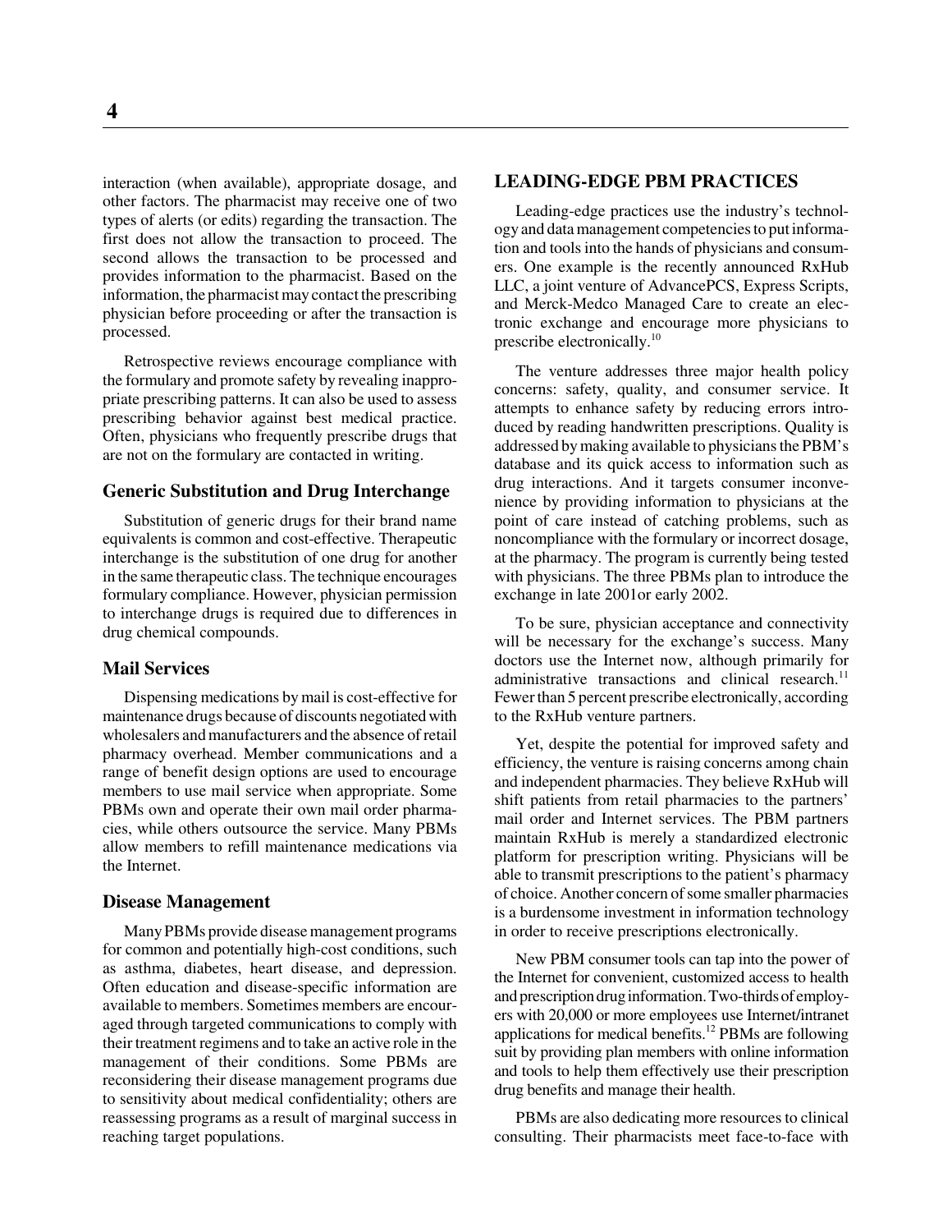interaction (when available), appropriate dosage, and other factors. The pharmacist may receive one of two types of alerts (or edits) regarding the transaction. The first does not allow the transaction to proceed. The second allows the transaction to be processed and provides information to the pharmacist. Based on the information, the pharmacist may contact the prescribing physician before proceeding or after the transaction is processed.

Retrospective reviews encourage compliance with the formulary and promote safety by revealing inappropriate prescribing patterns. It can also be used to assess prescribing behavior against best medical practice. Often, physicians who frequently prescribe drugs that are not on the formulary are contacted in writing.

### Generic Substitution and Drug Interchange

Substitution of generic drugs for their brand name equivalents is common and cost-effective. Therapeutic interchange is the substitution of one drug for another in the same therapeutic class. The technique encourages formulary compliance. However, physician permission to interchange drugs is required due to differences in drug chemical compounds.

### Mail Services

Dispensing medications by mail is cost-effective for maintenance drugs because of discounts negotiated with wholesalers and manufacturers and the absence of retail pharmacy overhead. Member communications and a range of benefit design options are used to encourage members to use mail service when appropriate. Some PBMs own and operate their own mail order pharmacies, while others outsource the service. Many PBMs allow members to refill maintenance medications via the Internet.

### Disease Management

Many PBMs provide disease management programs for common and potentially high-cost conditions, such as asthma, diabetes, heart disease, and depression. Often education and disease-specific information are available to members. Sometimes members are encouraged through targeted communications to comply with their treatment regimens and to take an active role in the management of their conditions. Some PBMs are reconsidering their disease management programs due to sensitivity about medical confidentiality; others are reassessing programs as a result of marginal success in reaching target populations.

## LEADING-EDGE PBM PRACTICES

Leading-edge practices use the industry's technology and data management competencies to put information and tools into the hands of physicians and consumers. One example is the recently announced RxHub LLC, a joint venture of AdvancePCS, Express Scripts, and Merck-Medco Managed Care to create an electronic exchange and encourage more physicians to prescribe electronically.[10]

The venture addresses three major health policy concerns: safety, quality, and consumer service. It attempts to enhance safety by reducing errors introduced by reading handwritten prescriptions. Quality is addressed by making available to physicians the PBM's database and its quick access to information such as drug interactions. And it targets consumer inconvenience by providing information to physicians at the point of care instead of catching problems, such as noncompliance with the formulary or incorrect dosage, at the pharmacy. The program is currently being tested with physicians. The three PBMs plan to introduce the exchange in late 2001or early 2002.

To be sure, physician acceptance and connectivity will be necessary for the exchange's success. Many doctors use the Internet now, although primarily for administrative transactions and clinical research.[11] Fewer than 5 percent prescribe electronically, according to the RxHub venture partners.

Yet, despite the potential for improved safety and efficiency, the venture is raising concerns among chain and independent pharmacies. They believe RxHub will shift patients from retail pharmacies to the partners' mail order and Internet services. The PBM partners maintain RxHub is merely a standardized electronic platform for prescription writing. Physicians will be able to transmit prescriptions to the patient's pharmacy of choice. Another concern of some smaller pharmacies is a burdensome investment in information technology in order to receive prescriptions electronically.

New PBM consumer tools can tap into the power of the Internet for convenient, customized access to health and prescription drug information. Two-thirds of employers with 20,000 or more employees use Internet/intranet applications for medical benefits.[12] PBMs are following suit by providing plan members with online information and tools to help them effectively use their prescription drug benefits and manage their health.

PBMs are also dedicating more resources to clinical consulting. Their pharmacists meet face-to-face with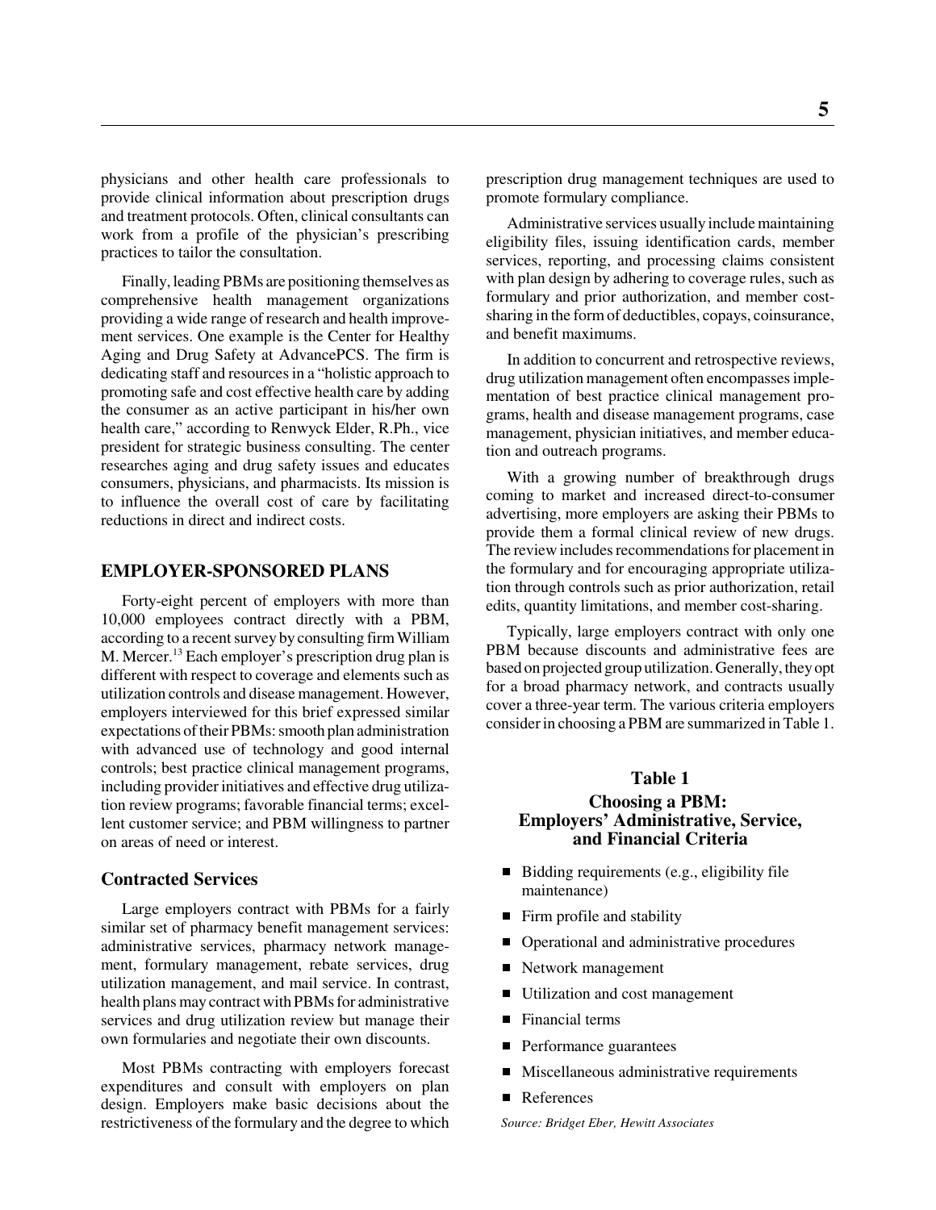physicians and other health care professionals to provide clinical information about prescription drugs and treatment protocols. Often, clinical consultants can work from a profile of the physician's prescribing practices to tailor the consultation.

Finally, leading PBMs are positioning themselves as comprehensive health management organizations providing a wide range of research and health improvement services. One example is the Center for Healthy Aging and Drug Safety at AdvancePCS. The firm is dedicating staff and resources in a "holistic approach to promoting safe and cost effective health care by adding the consumer as an active participant in his/her own health care," according to Renwyck Elder, R.Ph., vice president for strategic business consulting. The center researches aging and drug safety issues and educates consumers, physicians, and pharmacists. Its mission is to influence the overall cost of care by facilitating reductions in direct and indirect costs.

## EMPLOYER-SPONSORED PLANS

Forty-eight percent of employers with more than 10,000 employees contract directly with a PBM, according to a recent survey by consulting firm William M. Mercer.[13] Each employer's prescription drug plan is different with respect to coverage and elements such as utilization controls and disease management. However, employers interviewed for this brief expressed similar expectations of their PBMs: smooth plan administration with advanced use of technology and good internal controls; best practice clinical management programs, including provider initiatives and effective drug utilization review programs; favorable financial terms; excellent customer service; and PBM willingness to partner on areas of need or interest.

### Contracted Services

Large employers contract with PBMs for a fairly similar set of pharmacy benefit management services: administrative services, pharmacy network management, formulary management, rebate services, drug utilization management, and mail service. In contrast, health plans may contract with PBMs for administrative services and drug utilization review but manage their own formularies and negotiate their own discounts.

Most PBMs contracting with employers forecast expenditures and consult with employers on plan design. Employers make basic decisions about the restrictiveness of the formulary and the degree to which prescription drug management techniques are used to promote formulary compliance.

Administrative services usually include maintaining eligibility files, issuing identification cards, member services, reporting, and processing claims consistent with plan design by adhering to coverage rules, such as formulary and prior authorization, and member cost-sharing in the form of deductibles, copays, coinsurance, and benefit maximums.

In addition to concurrent and retrospective reviews, drug utilization management often encompasses implementation of best practice clinical management programs, health and disease management programs, case management, physician initiatives, and member education and outreach programs.

With a growing number of breakthrough drugs coming to market and increased direct-to-consumer advertising, more employers are asking their PBMs to provide them a formal clinical review of new drugs. The review includes recommendations for placement in the formulary and for encouraging appropriate utilization through controls such as prior authorization, retail edits, quantity limitations, and member cost-sharing.

Typically, large employers contract with only one PBM because discounts and administrative fees are based on projected group utilization. Generally, they opt for a broad pharmacy network, and contracts usually cover a three-year term. The various criteria employers consider in choosing a PBM are summarized in Table 1.

**Table 1**

**Choosing a PBM: Employers' Administrative, Service, and Financial Criteria**

- Bidding requirements (e.g., eligibility file maintenance)
- Firm profile and stability
- Operational and administrative procedures
- Network management
- Utilization and cost management
- Financial terms
- Performance guarantees
- Miscellaneous administrative requirements
- References

*Source: Bridget Eber, Hewitt Associates*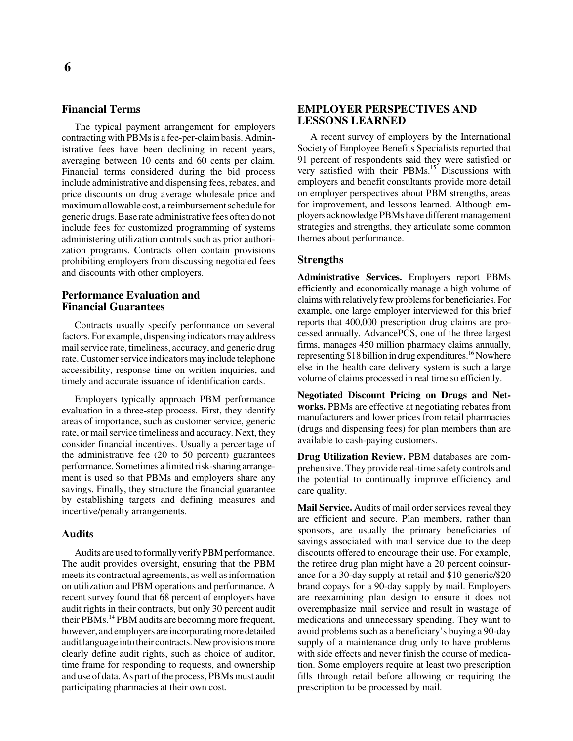## Financial Terms

The typical payment arrangement for employers contracting with PBMs is a fee-per-claim basis. Administrative fees have been declining in recent years, averaging between 10 cents and 60 cents per claim. Financial terms considered during the bid process include administrative and dispensing fees, rebates, and price discounts on drug average wholesale price and maximum allowable cost, a reimbursement schedule for generic drugs. Base rate administrative fees often do not include fees for customized programming of systems administering utilization controls such as prior authorization programs. Contracts often contain provisions prohibiting employers from discussing negotiated fees and discounts with other employers.

## Performance Evaluation and Financial Guarantees

Contracts usually specify performance on several factors. For example, dispensing indicators may address mail service rate, timeliness, accuracy, and generic drug rate. Customer service indicators may include telephone accessibility, response time on written inquiries, and timely and accurate issuance of identification cards.

Employers typically approach PBM performance evaluation in a three-step process. First, they identify areas of importance, such as customer service, generic rate, or mail service timeliness and accuracy. Next, they consider financial incentives. Usually a percentage of the administrative fee (20 to 50 percent) guarantees performance. Sometimes a limited risk-sharing arrangement is used so that PBMs and employers share any savings. Finally, they structure the financial guarantee by establishing targets and defining measures and incentive/penalty arrangements.

## Audits

Audits are used to formally verify PBM performance. The audit provides oversight, ensuring that the PBM meets its contractual agreements, as well as information on utilization and PBM operations and performance. A recent survey found that 68 percent of employers have audit rights in their contracts, but only 30 percent audit their PBMs.[14] PBM audits are becoming more frequent, however, and employers are incorporating more detailed audit language into their contracts. New provisions more clearly define auditor rights, such as choice of auditor, time frame for responding to requests, and ownership and use of data. As part of the process, PBMs must audit participating pharmacies at their own cost.

## EMPLOYER PERSPECTIVES AND LESSONS LEARNED

A recent survey of employers by the International Society of Employee Benefits Specialists reported that 91 percent of respondents said they were satisfied or very satisfied with their PBMs.[15] Discussions with employers and benefit consultants provide more detail on employer perspectives about PBM strengths, areas for improvement, and lessons learned. Although employers acknowledge PBMs have different management strategies and strengths, they articulate some common themes about performance.

## Strengths

**Administrative Services.** Employers report PBMs efficiently and economically manage a high volume of claims with relatively few problems for beneficiaries. For example, one large employer interviewed for this brief reports that 400,000 prescription drug claims are processed annually. AdvancePCS, one of the three largest firms, manages 450 million pharmacy claims annually, representing $18 billion in drug expenditures.[16] Nowhere else in the health care delivery system is such a large volume of claims processed in real time so efficiently.

**Negotiated Discount Pricing on Drugs and Networks.** PBMs are effective at negotiating rebates from manufacturers and lower prices from retail pharmacies (drugs and dispensing fees) for plan members than are available to cash-paying customers.

**Drug Utilization Review.** PBM databases are comprehensive. They provide real-time safety controls and the potential to continually improve efficiency and care quality.

**Mail Service.** Audits of mail order services reveal they are efficient and secure. Plan members, rather than sponsors, are usually the primary beneficiaries of savings associated with mail service due to the deep discounts offered to encourage their use. For example, the retiree drug plan might have a 20 percent coinsurance for a 30-day supply at retail and $10 generic/$20 brand copays for a 90-day supply by mail. Employers are reexamining plan design to ensure it does not overemphasize mail service and result in wastage of medications and unnecessary spending. They want to avoid problems such as a beneficiary's buying a 90-day supply of a maintenance drug only to have problems with side effects and never finish the course of medication. Some employers require at least two prescription fills through retail before allowing or requiring the prescription to be processed by mail.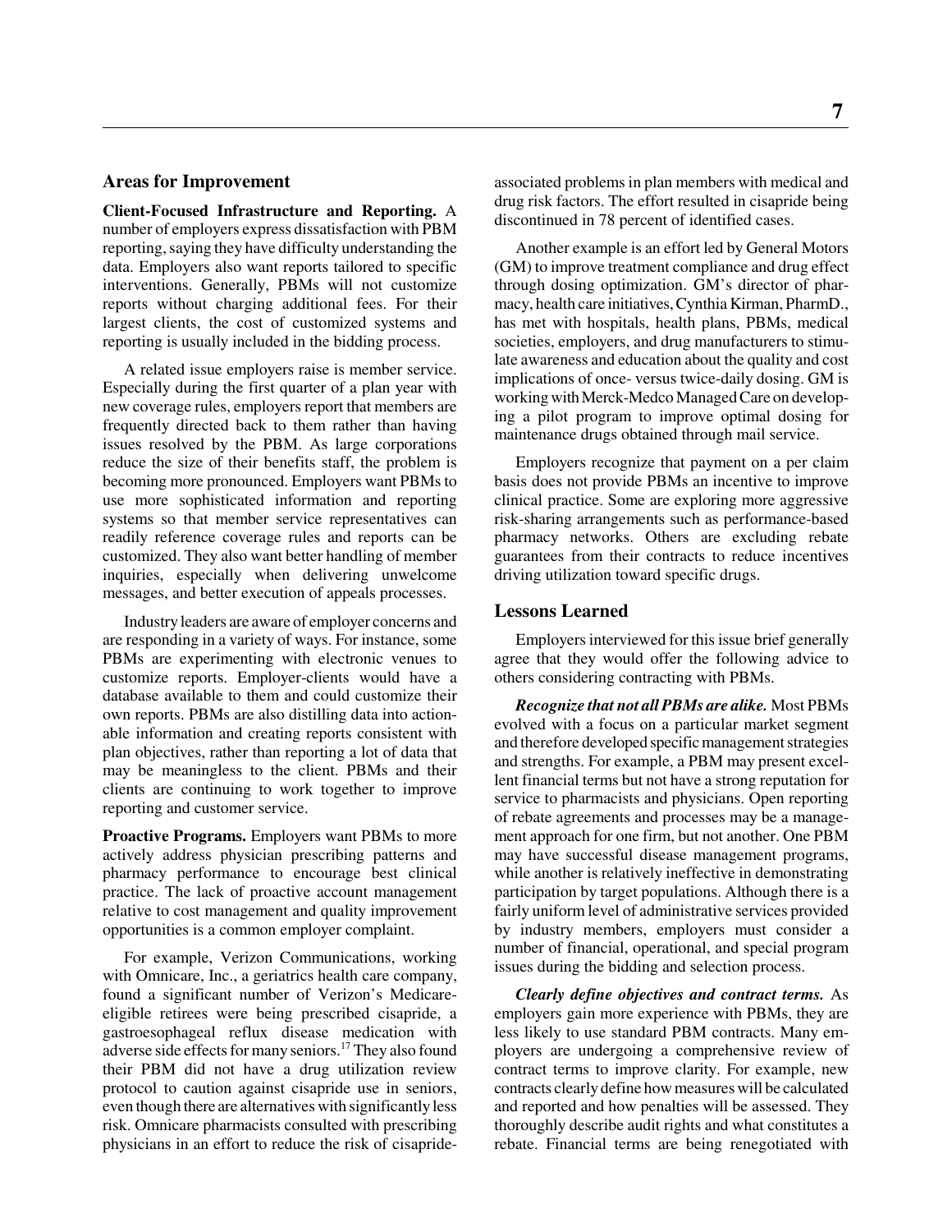## Areas for Improvement

**Client-Focused Infrastructure and Reporting.** A number of employers express dissatisfaction with PBM reporting, saying they have difficulty understanding the data. Employers also want reports tailored to specific interventions. Generally, PBMs will not customize reports without charging additional fees. For their largest clients, the cost of customized systems and reporting is usually included in the bidding process.

A related issue employers raise is member service. Especially during the first quarter of a plan year with new coverage rules, employers report that members are frequently directed back to them rather than having issues resolved by the PBM. As large corporations reduce the size of their benefits staff, the problem is becoming more pronounced. Employers want PBMs to use more sophisticated information and reporting systems so that member service representatives can readily reference coverage rules and reports can be customized. They also want better handling of member inquiries, especially when delivering unwelcome messages, and better execution of appeals processes.

Industry leaders are aware of employer concerns and are responding in a variety of ways. For instance, some PBMs are experimenting with electronic venues to customize reports. Employer-clients would have a database available to them and could customize their own reports. PBMs are also distilling data into actionable information and creating reports consistent with plan objectives, rather than reporting a lot of data that may be meaningless to the client. PBMs and their clients are continuing to work together to improve reporting and customer service.

**Proactive Programs.** Employers want PBMs to more actively address physician prescribing patterns and pharmacy performance to encourage best clinical practice. The lack of proactive account management relative to cost management and quality improvement opportunities is a common employer complaint.

For example, Verizon Communications, working with Omnicare, Inc., a geriatrics health care company, found a significant number of Verizon's Medicare-eligible retirees were being prescribed cisapride, a gastroesophageal reflux disease medication with adverse side effects for many seniors.[17] They also found their PBM did not have a drug utilization review protocol to caution against cisapride use in seniors, even though there are alternatives with significantly less risk. Omnicare pharmacists consulted with prescribing physicians in an effort to reduce the risk of cisapride-associated problems in plan members with medical and drug risk factors. The effort resulted in cisapride being discontinued in 78 percent of identified cases.

Another example is an effort led by General Motors (GM) to improve treatment compliance and drug effect through dosing optimization. GM's director of pharmacy, health care initiatives, Cynthia Kirman, PharmD., has met with hospitals, health plans, PBMs, medical societies, employers, and drug manufacturers to stimulate awareness and education about the quality and cost implications of once- versus twice-daily dosing. GM is working with Merck-Medco Managed Care on developing a pilot program to improve optimal dosing for maintenance drugs obtained through mail service.

Employers recognize that payment on a per claim basis does not provide PBMs an incentive to improve clinical practice. Some are exploring more aggressive risk-sharing arrangements such as performance-based pharmacy networks. Others are excluding rebate guarantees from their contracts to reduce incentives driving utilization toward specific drugs.

## Lessons Learned

Employers interviewed for this issue brief generally agree that they would offer the following advice to others considering contracting with PBMs.

***Recognize that not all PBMs are alike.*** Most PBMs evolved with a focus on a particular market segment and therefore developed specific management strategies and strengths. For example, a PBM may present excellent financial terms but not have a strong reputation for service to pharmacists and physicians. Open reporting of rebate agreements and processes may be a management approach for one firm, but not another. One PBM may have successful disease management programs, while another is relatively ineffective in demonstrating participation by target populations. Although there is a fairly uniform level of administrative services provided by industry members, employers must consider a number of financial, operational, and special program issues during the bidding and selection process.

***Clearly define objectives and contract terms.*** As employers gain more experience with PBMs, they are less likely to use standard PBM contracts. Many employers are undergoing a comprehensive review of contract terms to improve clarity. For example, new contracts clearly define how measures will be calculated and reported and how penalties will be assessed. They thoroughly describe audit rights and what constitutes a rebate. Financial terms are being renegotiated with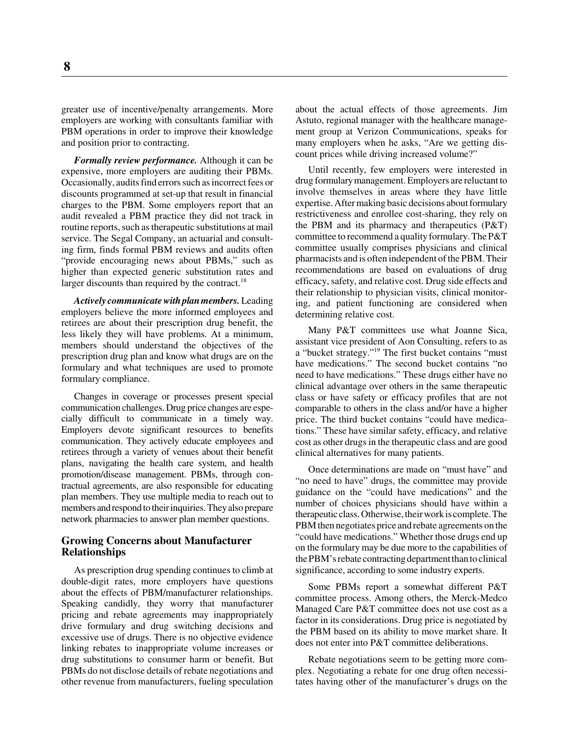greater use of incentive/penalty arrangements. More employers are working with consultants familiar with PBM operations in order to improve their knowledge and position prior to contracting.

***Formally review performance.*** Although it can be expensive, more employers are auditing their PBMs. Occasionally, audits find errors such as incorrect fees or discounts programmed at set-up that result in financial charges to the PBM. Some employers report that an audit revealed a PBM practice they did not track in routine reports, such as therapeutic substitutions at mail service. The Segal Company, an actuarial and consulting firm, finds formal PBM reviews and audits often "provide encouraging news about PBMs," such as higher than expected generic substitution rates and larger discounts than required by the contract.[18]

***Actively communicate with plan members.*** Leading employers believe the more informed employees and retirees are about their prescription drug benefit, the less likely they will have problems. At a minimum, members should understand the objectives of the prescription drug plan and know what drugs are on the formulary and what techniques are used to promote formulary compliance.

Changes in coverage or processes present special communication challenges. Drug price changes are especially difficult to communicate in a timely way. Employers devote significant resources to benefits communication. They actively educate employees and retirees through a variety of venues about their benefit plans, navigating the health care system, and health promotion/disease management. PBMs, through contractual agreements, are also responsible for educating plan members. They use multiple media to reach out to members and respond to their inquiries. They also prepare network pharmacies to answer plan member questions.

## Growing Concerns about Manufacturer Relationships

As prescription drug spending continues to climb at double-digit rates, more employers have questions about the effects of PBM/manufacturer relationships. Speaking candidly, they worry that manufacturer pricing and rebate agreements may inappropriately drive formulary and drug switching decisions and excessive use of drugs. There is no objective evidence linking rebates to inappropriate volume increases or drug substitutions to consumer harm or benefit. But PBMs do not disclose details of rebate negotiations and other revenue from manufacturers, fueling speculation about the actual effects of those agreements. Jim Astuto, regional manager with the healthcare management group at Verizon Communications, speaks for many employers when he asks, "Are we getting discount prices while driving increased volume?"

Until recently, few employers were interested in drug formulary management. Employers are reluctant to involve themselves in areas where they have little expertise. After making basic decisions about formulary restrictiveness and enrollee cost-sharing, they rely on the PBM and its pharmacy and therapeutics (P&T) committee to recommend a quality formulary. The P&T committee usually comprises physicians and clinical pharmacists and is often independent of the PBM. Their recommendations are based on evaluations of drug efficacy, safety, and relative cost. Drug side effects and their relationship to physician visits, clinical monitoring, and patient functioning are considered when determining relative cost.

Many P&T committees use what Joanne Sica, assistant vice president of Aon Consulting, refers to as a "bucket strategy."[19] The first bucket contains "must have medications." The second bucket contains "no need to have medications." These drugs either have no clinical advantage over others in the same therapeutic class or have safety or efficacy profiles that are not comparable to others in the class and/or have a higher price. The third bucket contains "could have medications." These have similar safety, efficacy, and relative cost as other drugs in the therapeutic class and are good clinical alternatives for many patients.

Once determinations are made on "must have" and "no need to have" drugs, the committee may provide guidance on the "could have medications" and the number of choices physicians should have within a therapeutic class. Otherwise, their work is complete. The PBM then negotiates price and rebate agreements on the "could have medications." Whether those drugs end up on the formulary may be due more to the capabilities of the PBM's rebate contracting department than to clinical significance, according to some industry experts.

Some PBMs report a somewhat different P&T committee process. Among others, the Merck-Medco Managed Care P&T committee does not use cost as a factor in its considerations. Drug price is negotiated by the PBM based on its ability to move market share. It does not enter into P&T committee deliberations.

Rebate negotiations seem to be getting more complex. Negotiating a rebate for one drug often necessitates having other of the manufacturer's drugs on the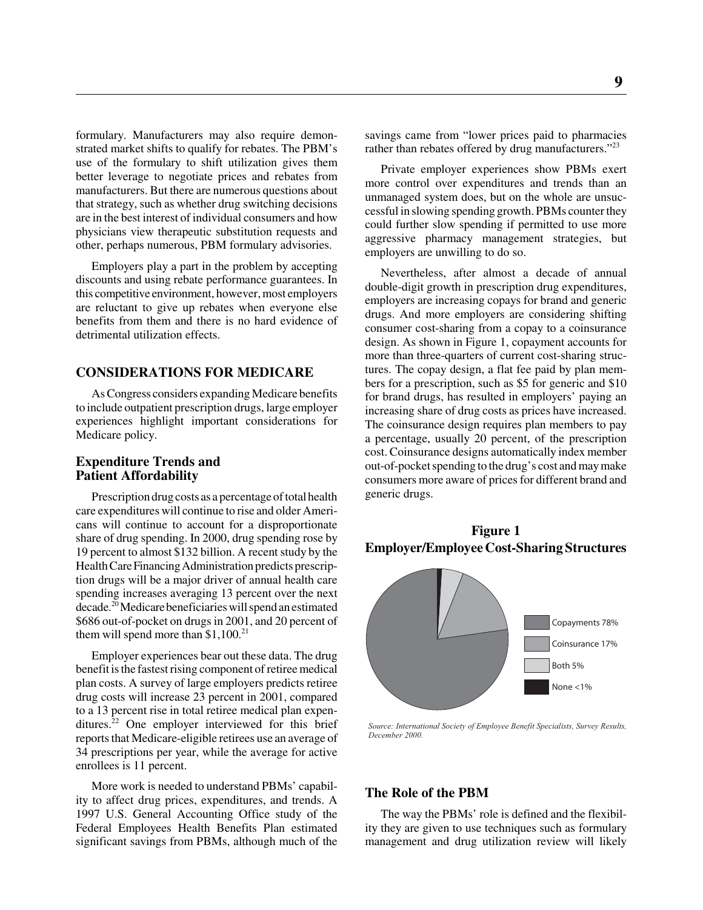formulary. Manufacturers may also require demonstrated market shifts to qualify for rebates. The PBM's use of the formulary to shift utilization gives them better leverage to negotiate prices and rebates from manufacturers. But there are numerous questions about that strategy, such as whether drug switching decisions are in the best interest of individual consumers and how physicians view therapeutic substitution requests and other, perhaps numerous, PBM formulary advisories.

Employers play a part in the problem by accepting discounts and using rebate performance guarantees. In this competitive environment, however, most employers are reluctant to give up rebates when everyone else benefits from them and there is no hard evidence of detrimental utilization effects.

## CONSIDERATIONS FOR MEDICARE

As Congress considers expanding Medicare benefits to include outpatient prescription drugs, large employer experiences highlight important considerations for Medicare policy.

### Expenditure Trends and Patient Affordability

Prescription drug costs as a percentage of total health care expenditures will continue to rise and older Americans will continue to account for a disproportionate share of drug spending. In 2000, drug spending rose by 19 percent to almost $132 billion. A recent study by the Health Care Financing Administration predicts prescription drugs will be a major driver of annual health care spending increases averaging 13 percent over the next decade.[20] Medicare beneficiaries will spend an estimated $686 out-of-pocket on drugs in 2001, and 20 percent of them will spend more than $1,100.[21]

Employer experiences bear out these data. The drug benefit is the fastest rising component of retiree medical plan costs. A survey of large employers predicts retiree drug costs will increase 23 percent in 2001, compared to a 13 percent rise in total retiree medical plan expenditures.[22] One employer interviewed for this brief reports that Medicare-eligible retirees use an average of 34 prescriptions per year, while the average for active enrollees is 11 percent.

More work is needed to understand PBMs' capability to affect drug prices, expenditures, and trends. A 1997 U.S. General Accounting Office study of the Federal Employees Health Benefits Plan estimated significant savings from PBMs, although much of the savings came from "lower prices paid to pharmacies rather than rebates offered by drug manufacturers."[23]

Private employer experiences show PBMs exert more control over expenditures and trends than an unmanaged system does, but on the whole are unsuccessful in slowing spending growth. PBMs counter they could further slow spending if permitted to use more aggressive pharmacy management strategies, but employers are unwilling to do so.

Nevertheless, after almost a decade of annual double-digit growth in prescription drug expenditures, employers are increasing copays for brand and generic drugs. And more employers are considering shifting consumer cost-sharing from a copay to a coinsurance design. As shown in Figure 1, copayment accounts for more than three-quarters of current cost-sharing structures. The copay design, a flat fee paid by plan members for a prescription, such as $5 for generic and $10 for brand drugs, has resulted in employers' paying an increasing share of drug costs as prices have increased. The coinsurance design requires plan members to pay a percentage, usually 20 percent, of the prescription cost. Coinsurance designs automatically index member out-of-pocket spending to the drug's cost and may make consumers more aware of prices for different brand and generic drugs.

**Figure 1**
**Employer/Employee Cost-Sharing Structures**

| Structure | Share |
|---|---|
| Copayments | 78% |
| Coinsurance | 17% |
| Both | 5% |
| None | <1% |

*Source: International Society of Employee Benefit Specialists, Survey Results, December 2000.*

### The Role of the PBM

The way the PBMs' role is defined and the flexibility they are given to use techniques such as formulary management and drug utilization review will likely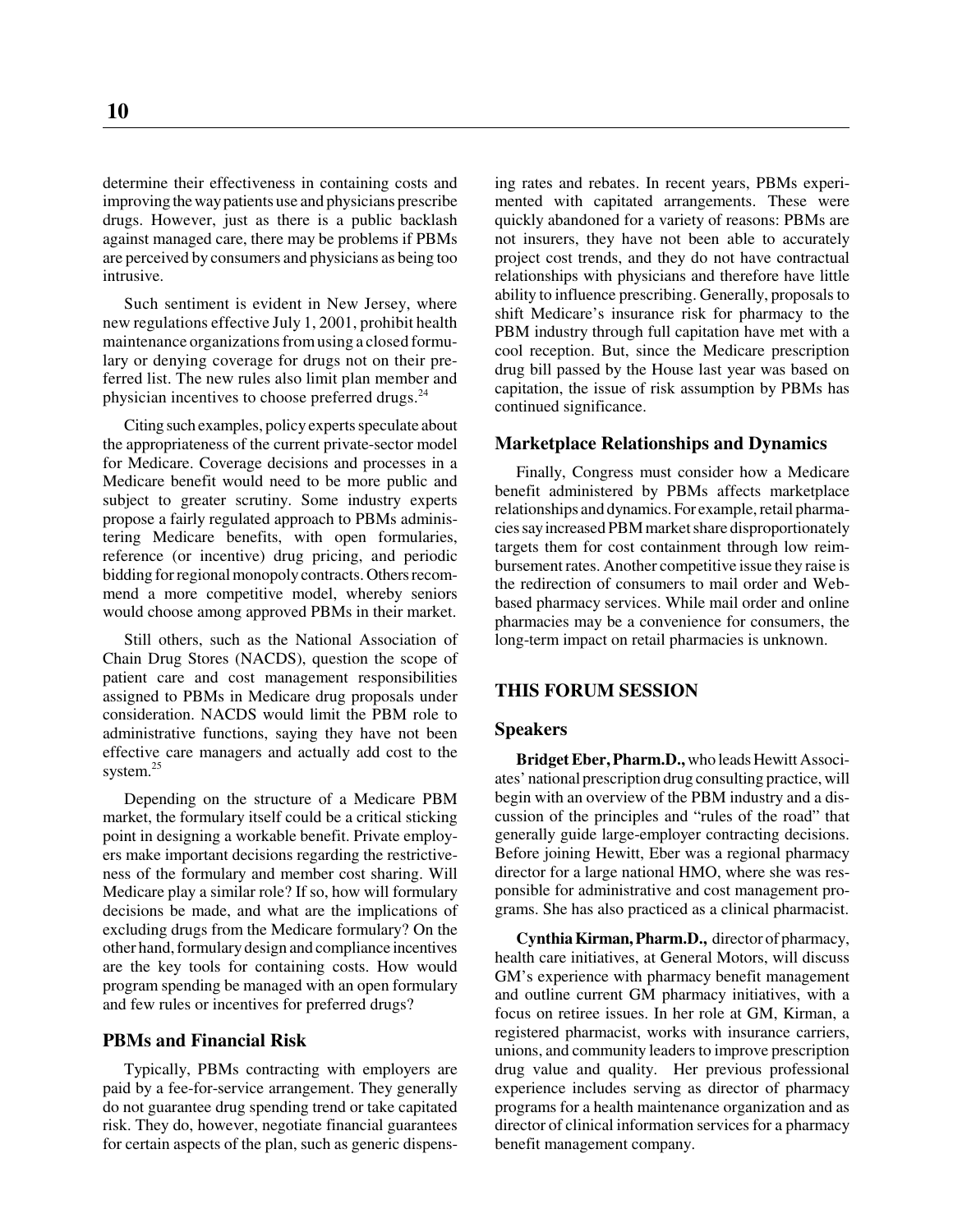determine their effectiveness in containing costs and improving the way patients use and physicians prescribe drugs. However, just as there is a public backlash against managed care, there may be problems if PBMs are perceived by consumers and physicians as being too intrusive.

Such sentiment is evident in New Jersey, where new regulations effective July 1, 2001, prohibit health maintenance organizations from using a closed formulary or denying coverage for drugs not on their preferred list. The new rules also limit plan member and physician incentives to choose preferred drugs.[24]

Citing such examples, policy experts speculate about the appropriateness of the current private-sector model for Medicare. Coverage decisions and processes in a Medicare benefit would need to be more public and subject to greater scrutiny. Some industry experts propose a fairly regulated approach to PBMs administering Medicare benefits, with open formularies, reference (or incentive) drug pricing, and periodic bidding for regional monopoly contracts. Others recommend a more competitive model, whereby seniors would choose among approved PBMs in their market.

Still others, such as the National Association of Chain Drug Stores (NACDS), question the scope of patient care and cost management responsibilities assigned to PBMs in Medicare drug proposals under consideration. NACDS would limit the PBM role to administrative functions, saying they have not been effective care managers and actually add cost to the system.[25]

Depending on the structure of a Medicare PBM market, the formulary itself could be a critical sticking point in designing a workable benefit. Private employers make important decisions regarding the restrictiveness of the formulary and member cost sharing. Will Medicare play a similar role? If so, how will formulary decisions be made, and what are the implications of excluding drugs from the Medicare formulary? On the other hand, formulary design and compliance incentives are the key tools for containing costs. How would program spending be managed with an open formulary and few rules or incentives for preferred drugs?

### PBMs and Financial Risk

Typically, PBMs contracting with employers are paid by a fee-for-service arrangement. They generally do not guarantee drug spending trend or take capitated risk. They do, however, negotiate financial guarantees for certain aspects of the plan, such as generic dispensing rates and rebates. In recent years, PBMs experimented with capitated arrangements. These were quickly abandoned for a variety of reasons: PBMs are not insurers, they have not been able to accurately project cost trends, and they do not have contractual relationships with physicians and therefore have little ability to influence prescribing. Generally, proposals to shift Medicare's insurance risk for pharmacy to the PBM industry through full capitation have met with a cool reception. But, since the Medicare prescription drug bill passed by the House last year was based on capitation, the issue of risk assumption by PBMs has continued significance.

### Marketplace Relationships and Dynamics

Finally, Congress must consider how a Medicare benefit administered by PBMs affects marketplace relationships and dynamics. For example, retail pharmacies say increased PBM market share disproportionately targets them for cost containment through low reimbursement rates. Another competitive issue they raise is the redirection of consumers to mail order and Web-based pharmacy services. While mail order and online pharmacies may be a convenience for consumers, the long-term impact on retail pharmacies is unknown.

## THIS FORUM SESSION

### Speakers

**Bridget Eber, Pharm.D.,** who leads Hewitt Associates' national prescription drug consulting practice, will begin with an overview of the PBM industry and a discussion of the principles and "rules of the road" that generally guide large-employer contracting decisions. Before joining Hewitt, Eber was a regional pharmacy director for a large national HMO, where she was responsible for administrative and cost management programs. She has also practiced as a clinical pharmacist.

**Cynthia Kirman, Pharm.D.,** director of pharmacy, health care initiatives, at General Motors, will discuss GM's experience with pharmacy benefit management and outline current GM pharmacy initiatives, with a focus on retiree issues. In her role at GM, Kirman, a registered pharmacist, works with insurance carriers, unions, and community leaders to improve prescription drug value and quality. Her previous professional experience includes serving as director of pharmacy programs for a health maintenance organization and as director of clinical information services for a pharmacy benefit management company.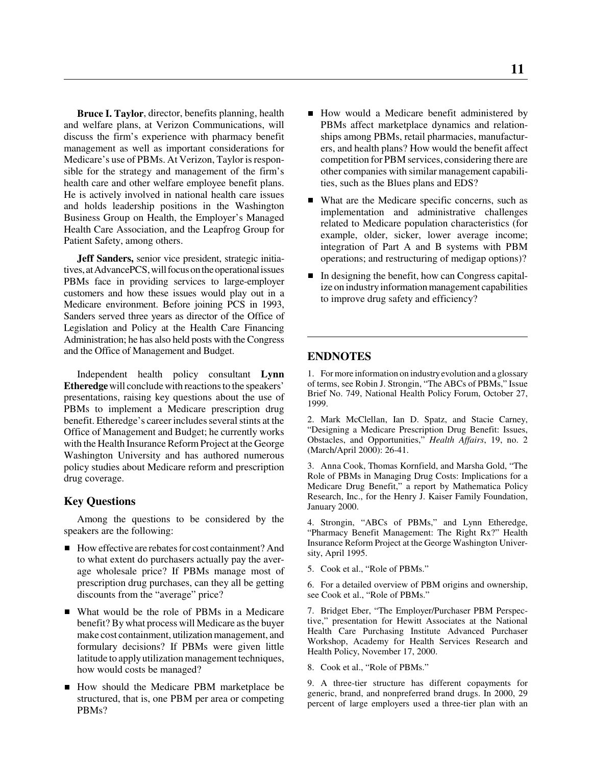**Bruce I. Taylor**, director, benefits planning, health and welfare plans, at Verizon Communications, will discuss the firm's experience with pharmacy benefit management as well as important considerations for Medicare's use of PBMs. At Verizon, Taylor is responsible for the strategy and management of the firm's health care and other welfare employee benefit plans. He is actively involved in national health care issues and holds leadership positions in the Washington Business Group on Health, the Employer's Managed Health Care Association, and the Leapfrog Group for Patient Safety, among others.

**Jeff Sanders,** senior vice president, strategic initiatives, at AdvancePCS, will focus on the operational issues PBMs face in providing services to large-employer customers and how these issues would play out in a Medicare environment. Before joining PCS in 1993, Sanders served three years as director of the Office of Legislation and Policy at the Health Care Financing Administration; he has also held posts with the Congress and the Office of Management and Budget.

Independent health policy consultant **Lynn Etheredge** will conclude with reactions to the speakers' presentations, raising key questions about the use of PBMs to implement a Medicare prescription drug benefit. Etheredge's career includes several stints at the Office of Management and Budget; he currently works with the Health Insurance Reform Project at the George Washington University and has authored numerous policy studies about Medicare reform and prescription drug coverage.

### Key Questions

Among the questions to be considered by the speakers are the following:

- How effective are rebates for cost containment? And to what extent do purchasers actually pay the average wholesale price? If PBMs manage most of prescription drug purchases, can they all be getting discounts from the "average" price?
- What would be the role of PBMs in a Medicare benefit? By what process will Medicare as the buyer make cost containment, utilization management, and formulary decisions? If PBMs were given little latitude to apply utilization management techniques, how would costs be managed?
- How should the Medicare PBM marketplace be structured, that is, one PBM per area or competing PBMs?
- How would a Medicare benefit administered by PBMs affect marketplace dynamics and relationships among PBMs, retail pharmacies, manufacturers, and health plans? How would the benefit affect competition for PBM services, considering there are other companies with similar management capabilities, such as the Blues plans and EDS?
- What are the Medicare specific concerns, such as implementation and administrative challenges related to Medicare population characteristics (for example, older, sicker, lower average income; integration of Part A and B systems with PBM operations; and restructuring of medigap options)?
- In designing the benefit, how can Congress capitalize on industry information management capabilities to improve drug safety and efficiency?

## ENDNOTES

1. For more information on industry evolution and a glossary of terms, see Robin J. Strongin, "The ABCs of PBMs," Issue Brief No. 749, National Health Policy Forum, October 27, 1999.

2. Mark McClellan, Ian D. Spatz, and Stacie Carney, "Designing a Medicare Prescription Drug Benefit: Issues, Obstacles, and Opportunities," *Health Affairs*, 19, no. 2 (March/April 2000): 26-41.

3. Anna Cook, Thomas Kornfield, and Marsha Gold, "The Role of PBMs in Managing Drug Costs: Implications for a Medicare Drug Benefit," a report by Mathematica Policy Research, Inc., for the Henry J. Kaiser Family Foundation, January 2000.

4. Strongin, "ABCs of PBMs," and Lynn Etheredge, "Pharmacy Benefit Management: The Right Rx?" Health Insurance Reform Project at the George Washington University, April 1995.

5. Cook et al., "Role of PBMs."

6. For a detailed overview of PBM origins and ownership, see Cook et al., "Role of PBMs."

7. Bridget Eber, "The Employer/Purchaser PBM Perspective," presentation for Hewitt Associates at the National Health Care Purchasing Institute Advanced Purchaser Workshop, Academy for Health Services Research and Health Policy, November 17, 2000.

8. Cook et al., "Role of PBMs."

9. A three-tier structure has different copayments for generic, brand, and nonpreferred brand drugs. In 2000, 29 percent of large employers used a three-tier plan with an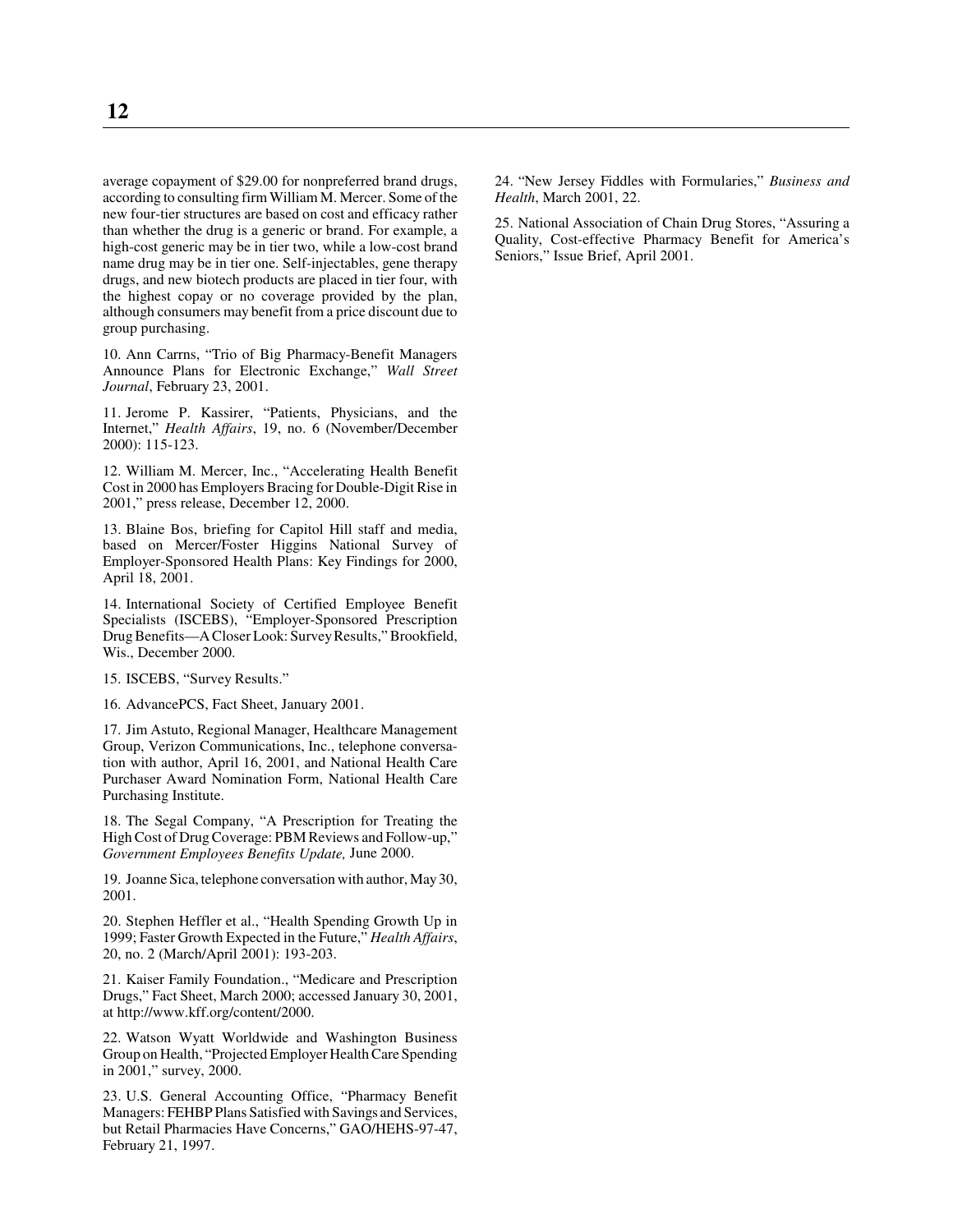average copayment of $29.00 for nonpreferred brand drugs, according to consulting firm William M. Mercer. Some of the new four-tier structures are based on cost and efficacy rather than whether the drug is a generic or brand. For example, a high-cost generic may be in tier two, while a low-cost brand name drug may be in tier one. Self-injectables, gene therapy drugs, and new biotech products are placed in tier four, with the highest copay or no coverage provided by the plan, although consumers may benefit from a price discount due to group purchasing.

10. Ann Carrns, "Trio of Big Pharmacy-Benefit Managers Announce Plans for Electronic Exchange," *Wall Street Journal*, February 23, 2001.

11. Jerome P. Kassirer, "Patients, Physicians, and the Internet," *Health Affairs*, 19, no. 6 (November/December 2000): 115-123.

12. William M. Mercer, Inc., "Accelerating Health Benefit Cost in 2000 has Employers Bracing for Double-Digit Rise in 2001," press release, December 12, 2000.

13. Blaine Bos, briefing for Capitol Hill staff and media, based on Mercer/Foster Higgins National Survey of Employer-Sponsored Health Plans: Key Findings for 2000, April 18, 2001.

14. International Society of Certified Employee Benefit Specialists (ISCEBS), "Employer-Sponsored Prescription Drug Benefits—A Closer Look: Survey Results," Brookfield, Wis., December 2000.

15. ISCEBS, "Survey Results."

16. AdvancePCS, Fact Sheet, January 2001.

17. Jim Astuto, Regional Manager, Healthcare Management Group, Verizon Communications, Inc., telephone conversation with author, April 16, 2001, and National Health Care Purchaser Award Nomination Form, National Health Care Purchasing Institute.

18. The Segal Company, "A Prescription for Treating the High Cost of Drug Coverage: PBM Reviews and Follow-up," *Government Employees Benefits Update,* June 2000.

19. Joanne Sica, telephone conversation with author, May 30, 2001.

20. Stephen Heffler et al., "Health Spending Growth Up in 1999; Faster Growth Expected in the Future," *Health Affairs*, 20, no. 2 (March/April 2001): 193-203.

21. Kaiser Family Foundation., "Medicare and Prescription Drugs," Fact Sheet, March 2000; accessed January 30, 2001, at http://www.kff.org/content/2000.

22. Watson Wyatt Worldwide and Washington Business Group on Health, "Projected Employer Health Care Spending in 2001," survey, 2000.

23. U.S. General Accounting Office, "Pharmacy Benefit Managers: FEHBP Plans Satisfied with Savings and Services, but Retail Pharmacies Have Concerns," GAO/HEHS-97-47, February 21, 1997.

24. "New Jersey Fiddles with Formularies," *Business and Health*, March 2001, 22.

25. National Association of Chain Drug Stores, "Assuring a Quality, Cost-effective Pharmacy Benefit for America's Seniors," Issue Brief, April 2001.